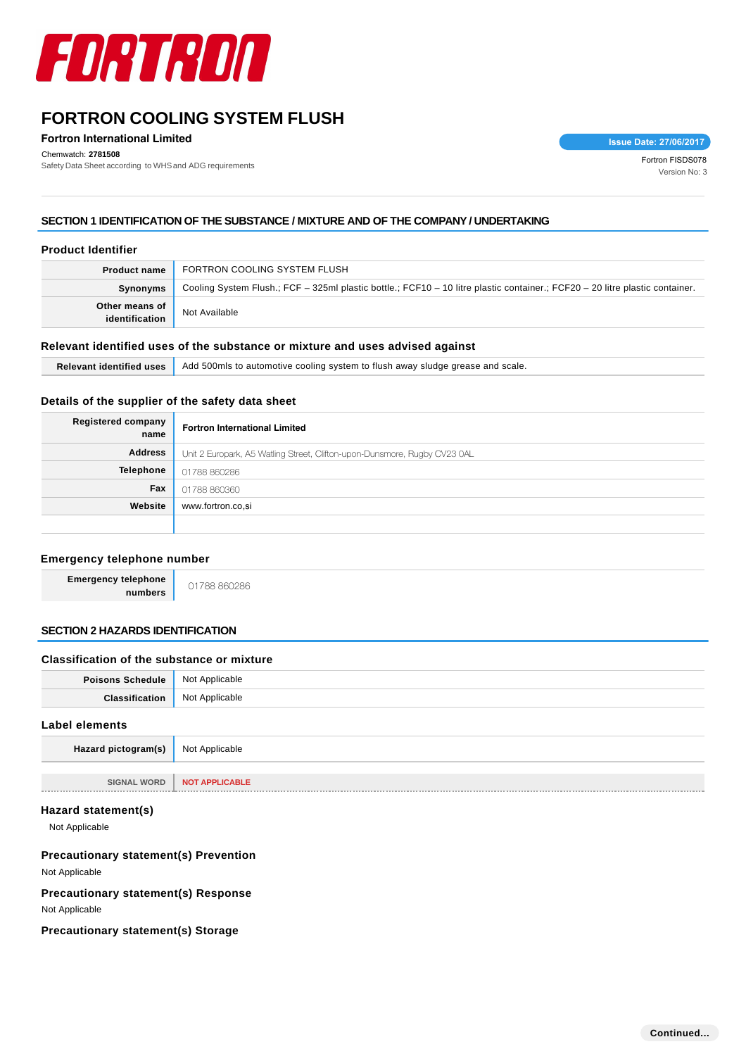# FORTRON COOLING SYSTEM FLUSH

**Fortron International Limited**

Chemwatch: **2781508**

Safety Data Sheet according to WHS and ADG requirements

**Issue Date: 27/06/2017**

Fortron FISDS078

Version No: 3

## SECTION 1 IDENTIFICATION OF THE SUBSTANCE / MIXTURE AND OF THE COMPANY / UNDERTAKING

### Product Identifier

| | |
|---|---|
| **Product name** | FORTRON COOLING SYSTEM FLUSH |
| **Synonyms** | Cooling System Flush.; FCF – 325ml plastic bottle.; FCF10 – 10 litre plastic container.; FCF20 – 20 litre plastic container. |
| **Other means of identification** | Not Available |

### Relevant identified uses of the substance or mixture and uses advised against

| | |
|---|---|
| **Relevant identified uses** | Add 500mls to automotive cooling system to flush away sludge grease and scale. |

### Details of the supplier of the safety data sheet

| | |
|---|---|
| **Registered company name** | **Fortron International Limited** |
| **Address** | Unit 2 Europark, A5 Watling Street, Clifton-upon-Dunsmore, Rugby CV23 0AL |
| **Telephone** | 01788 860286 |
| **Fax** | 01788 860360 |
| **Website** | www.fortron.co,si |
| | |

### Emergency telephone number

| | |
|---|---|
| **Emergency telephone numbers** | 01788 860286 |

## SECTION 2 HAZARDS IDENTIFICATION

### Classification of the substance or mixture

| | |
|---|---|
| **Poisons Schedule** | Not Applicable |
| **Classification** | Not Applicable |

### Label elements

| | |
|---|---|
| **Hazard pictogram(s)** | Not Applicable |

| | |
|---|---|
| SIGNAL WORD | **NOT APPLICABLE** |

### Hazard statement(s)

Not Applicable

### Precautionary statement(s) Prevention

Not Applicable

### Precautionary statement(s) Response

Not Applicable

### Precautionary statement(s) Storage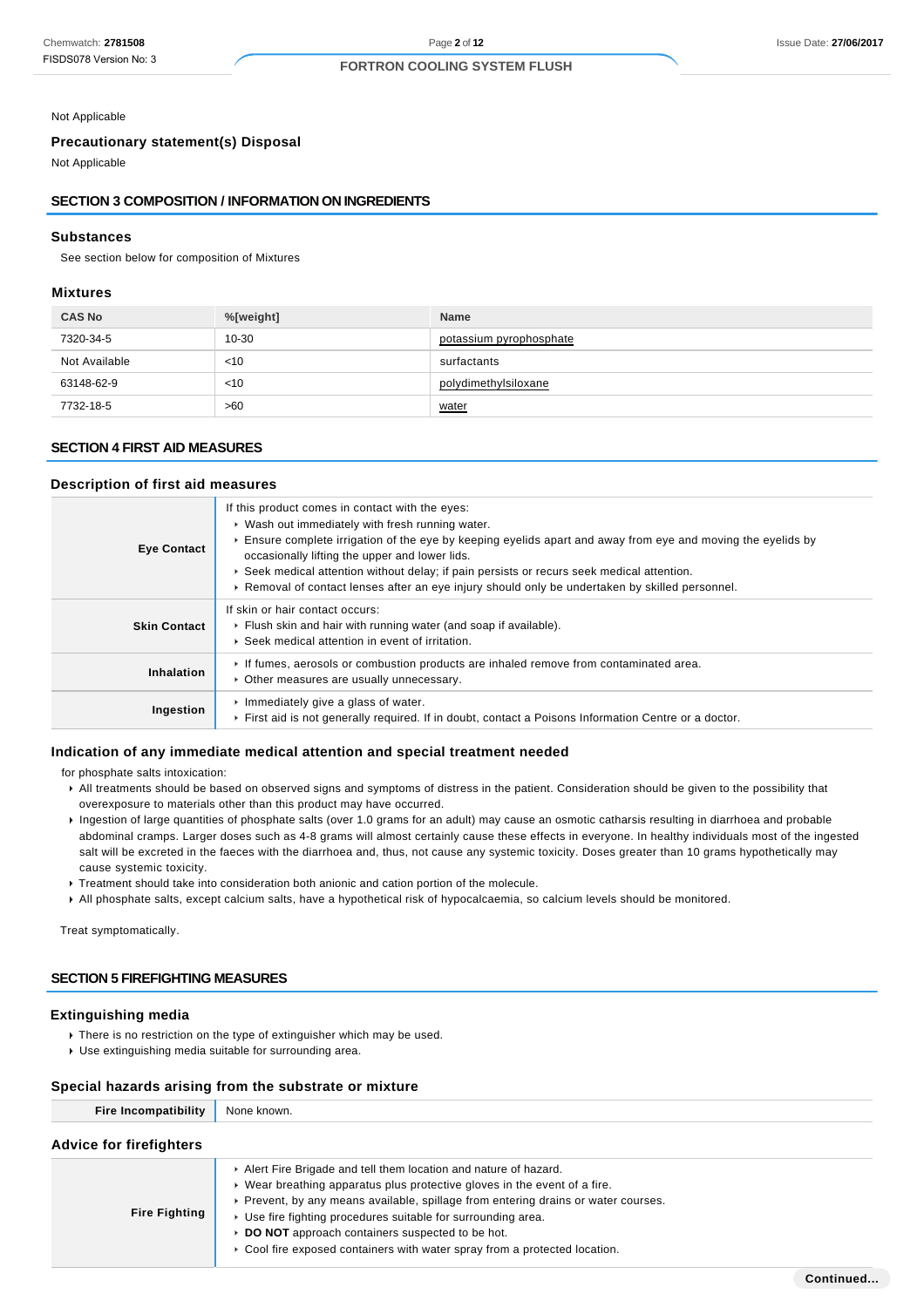Not Applicable

### Precautionary statement(s) Disposal

Not Applicable

## SECTION 3 COMPOSITION / INFORMATION ON INGREDIENTS

### Substances

See section below for composition of Mixtures

### Mixtures

| CAS No | %[weight] | Name |
|---|---|---|
| 7320-34-5 | 10-30 | potassium pyrophosphate |
| Not Available | <10 | surfactants |
| 63148-62-9 | <10 | polydimethylsiloxane |
| 7732-18-5 | >60 | water |

## SECTION 4 FIRST AID MEASURES

### Description of first aid measures

| | |
|---|---|
| **Eye Contact** | If this product comes in contact with the eyes: <br>▸ Wash out immediately with fresh running water. <br>▸ Ensure complete irrigation of the eye by keeping eyelids apart and away from eye and moving the eyelids by occasionally lifting the upper and lower lids. <br>▸ Seek medical attention without delay; if pain persists or recurs seek medical attention. <br>▸ Removal of contact lenses after an eye injury should only be undertaken by skilled personnel. |
| **Skin Contact** | If skin or hair contact occurs: <br>▸ Flush skin and hair with running water (and soap if available). <br>▸ Seek medical attention in event of irritation. |
| **Inhalation** | ▸ If fumes, aerosols or combustion products are inhaled remove from contaminated area. <br>▸ Other measures are usually unnecessary. |
| **Ingestion** | ▸ Immediately give a glass of water. <br>▸ First aid is not generally required. If in doubt, contact a Poisons Information Centre or a doctor. |

### Indication of any immediate medical attention and special treatment needed

for phosphate salts intoxication:

- All treatments should be based on observed signs and symptoms of distress in the patient. Consideration should be given to the possibility that overexposure to materials other than this product may have occurred.
- Ingestion of large quantities of phosphate salts (over 1.0 grams for an adult) may cause an osmotic catharsis resulting in diarrhoea and probable abdominal cramps. Larger doses such as 4-8 grams will almost certainly cause these effects in everyone. In healthy individuals most of the ingested salt will be excreted in the faeces with the diarrhoea and, thus, not cause any systemic toxicity. Doses greater than 10 grams hypothetically may cause systemic toxicity.
- Treatment should take into consideration both anionic and cation portion of the molecule.
- All phosphate salts, except calcium salts, have a hypothetical risk of hypocalcaemia, so calcium levels should be monitored.

Treat symptomatically.

## SECTION 5 FIREFIGHTING MEASURES

### Extinguishing media

- There is no restriction on the type of extinguisher which may be used.
- Use extinguishing media suitable for surrounding area.

### Special hazards arising from the substrate or mixture

| | |
|---|---|
| **Fire Incompatibility** | None known. |

### Advice for firefighters

| | |
|---|---|
| **Fire Fighting** | ▸ Alert Fire Brigade and tell them location and nature of hazard. <br>▸ Wear breathing apparatus plus protective gloves in the event of a fire. <br>▸ Prevent, by any means available, spillage from entering drains or water courses. <br>▸ Use fire fighting procedures suitable for surrounding area. <br>▸ **DO NOT** approach containers suspected to be hot. <br>▸ Cool fire exposed containers with water spray from a protected location. |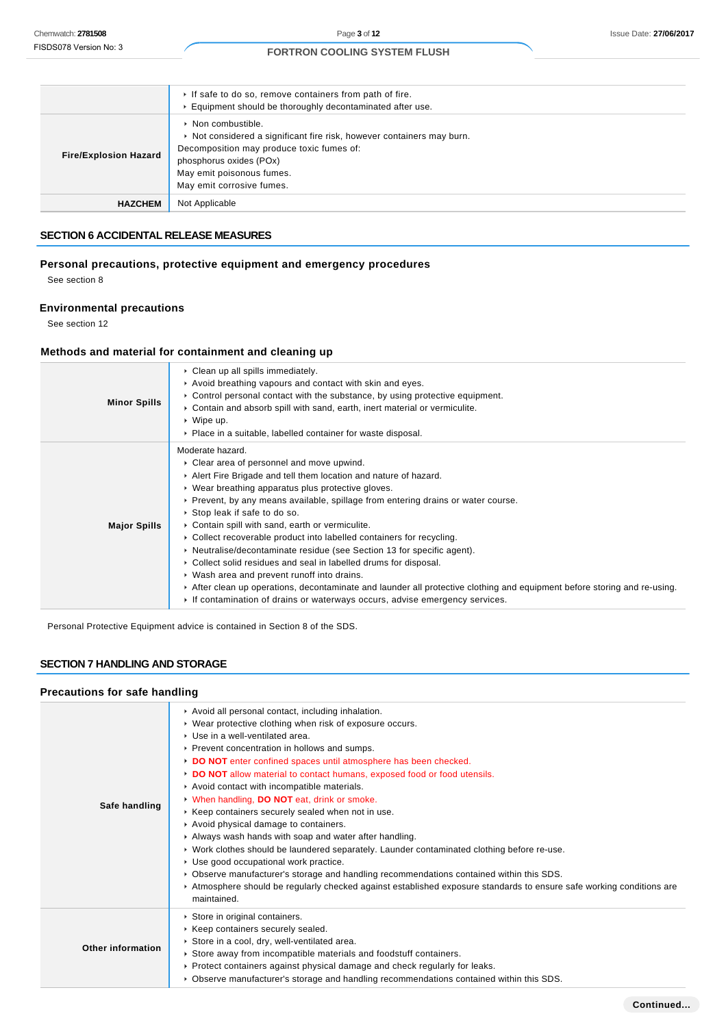| | |
|---|---|
| | ‣ If safe to do so, remove containers from path of fire.<br>‣ Equipment should be thoroughly decontaminated after use. |
| **Fire/Explosion Hazard** | ‣ Non combustible.<br>‣ Not considered a significant fire risk, however containers may burn.<br>Decomposition may produce toxic fumes of:<br>phosphorus oxides (POx)<br>May emit poisonous fumes.<br>May emit corrosive fumes. |
| **HAZCHEM** | Not Applicable |

## SECTION 6 ACCIDENTAL RELEASE MEASURES

### Personal precautions, protective equipment and emergency procedures

See section 8

### Environmental precautions

See section 12

### Methods and material for containment and cleaning up

| | |
|---|---|
| **Minor Spills** | ‣ Clean up all spills immediately.<br>‣ Avoid breathing vapours and contact with skin and eyes.<br>‣ Control personal contact with the substance, by using protective equipment.<br>‣ Contain and absorb spill with sand, earth, inert material or vermiculite.<br>‣ Wipe up.<br>‣ Place in a suitable, labelled container for waste disposal. |
| **Major Spills** | Moderate hazard.<br>‣ Clear area of personnel and move upwind.<br>‣ Alert Fire Brigade and tell them location and nature of hazard.<br>‣ Wear breathing apparatus plus protective gloves.<br>‣ Prevent, by any means available, spillage from entering drains or water course.<br>‣ Stop leak if safe to do so.<br>‣ Contain spill with sand, earth or vermiculite.<br>‣ Collect recoverable product into labelled containers for recycling.<br>‣ Neutralise/decontaminate residue (see Section 13 for specific agent).<br>‣ Collect solid residues and seal in labelled drums for disposal.<br>‣ Wash area and prevent runoff into drains.<br>‣ After clean up operations, decontaminate and launder all protective clothing and equipment before storing and re-using.<br>‣ If contamination of drains or waterways occurs, advise emergency services. |

Personal Protective Equipment advice is contained in Section 8 of the SDS.

## SECTION 7 HANDLING AND STORAGE

### Precautions for safe handling

| | |
|---|---|
| **Safe handling** | ‣ Avoid all personal contact, including inhalation.<br>‣ Wear protective clothing when risk of exposure occurs.<br>‣ Use in a well-ventilated area.<br>‣ Prevent concentration in hollows and sumps.<br>‣ **DO NOT** enter confined spaces until atmosphere has been checked.<br>‣ **DO NOT** allow material to contact humans, exposed food or food utensils.<br>‣ Avoid contact with incompatible materials.<br>‣ When handling, **DO NOT** eat, drink or smoke.<br>‣ Keep containers securely sealed when not in use.<br>‣ Avoid physical damage to containers.<br>‣ Always wash hands with soap and water after handling.<br>‣ Work clothes should be laundered separately. Launder contaminated clothing before re-use.<br>‣ Use good occupational work practice.<br>‣ Observe manufacturer's storage and handling recommendations contained within this SDS.<br>‣ Atmosphere should be regularly checked against established exposure standards to ensure safe working conditions are maintained. |
| **Other information** | ‣ Store in original containers.<br>‣ Keep containers securely sealed.<br>‣ Store in a cool, dry, well-ventilated area.<br>‣ Store away from incompatible materials and foodstuff containers.<br>‣ Protect containers against physical damage and check regularly for leaks.<br>‣ Observe manufacturer's storage and handling recommendations contained within this SDS. |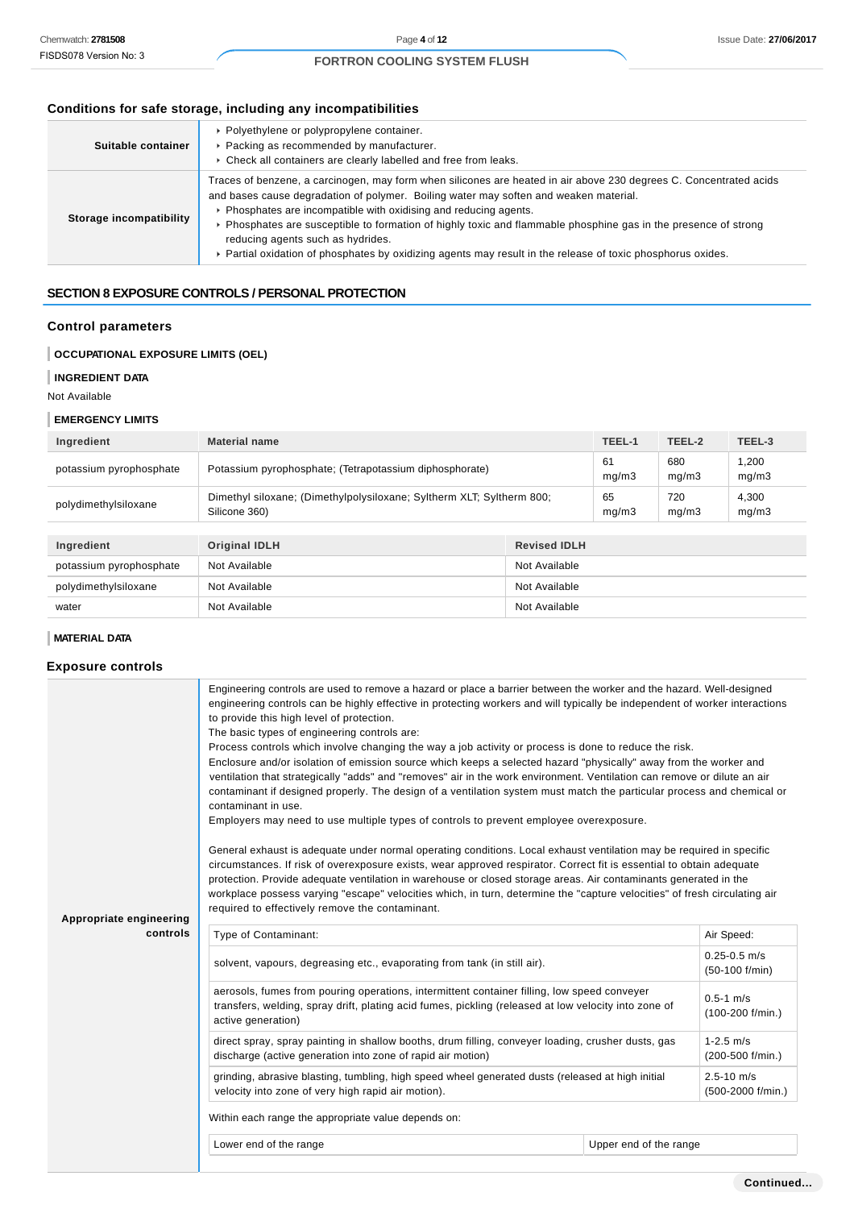## Conditions for safe storage, including any incompatibilities

| | |
|---|---|
| **Suitable container** | ▸ Polyethylene or polypropylene container.<br>▸ Packing as recommended by manufacturer.<br>▸ Check all containers are clearly labelled and free from leaks. |
| **Storage incompatibility** | Traces of benzene, a carcinogen, may form when silicones are heated in air above 230 degrees C. Concentrated acids and bases cause degradation of polymer. Boiling water may soften and weaken material.<br>▸ Phosphates are incompatible with oxidising and reducing agents.<br>▸ Phosphates are susceptible to formation of highly toxic and flammable phosphine gas in the presence of strong reducing agents such as hydrides.<br>▸ Partial oxidation of phosphates by oxidizing agents may result in the release of toxic phosphorus oxides. |

## SECTION 8 EXPOSURE CONTROLS / PERSONAL PROTECTION

### Control parameters

**OCCUPATIONAL EXPOSURE LIMITS (OEL)**

**INGREDIENT DATA**

Not Available

**EMERGENCY LIMITS**

| Ingredient | Material name | TEEL-1 | TEEL-2 | TEEL-3 |
|---|---|---|---|---|
| potassium pyrophosphate | Potassium pyrophosphate; (Tetrapotassium diphosphorate) | 61 mg/m3 | 680 mg/m3 | 1,200 mg/m3 |
| polydimethylsiloxane | Dimethyl siloxane; (Dimethylpolysiloxane; Syltherm XLT; Syltherm 800; Silicone 360) | 65 mg/m3 | 720 mg/m3 | 4,300 mg/m3 |

| Ingredient | Original IDLH | Revised IDLH |
|---|---|---|
| potassium pyrophosphate | Not Available | Not Available |
| polydimethylsiloxane | Not Available | Not Available |
| water | Not Available | Not Available |

**MATERIAL DATA**

### Exposure controls

**Appropriate engineering controls**

Engineering controls are used to remove a hazard or place a barrier between the worker and the hazard. Well-designed engineering controls can be highly effective in protecting workers and will typically be independent of worker interactions to provide this high level of protection.
The basic types of engineering controls are:
Process controls which involve changing the way a job activity or process is done to reduce the risk.
Enclosure and/or isolation of emission source which keeps a selected hazard "physically" away from the worker and ventilation that strategically "adds" and "removes" air in the work environment. Ventilation can remove or dilute an air contaminant if designed properly. The design of a ventilation system must match the particular process and chemical or contaminant in use.
Employers may need to use multiple types of controls to prevent employee overexposure.

General exhaust is adequate under normal operating conditions. Local exhaust ventilation may be required in specific circumstances. If risk of overexposure exists, wear approved respirator. Correct fit is essential to obtain adequate protection. Provide adequate ventilation in warehouse or closed storage areas. Air contaminants generated in the workplace possess varying "escape" velocities which, in turn, determine the "capture velocities" of fresh circulating air required to effectively remove the contaminant.

| Type of Contaminant: | Air Speed: |
|---|---|
| solvent, vapours, degreasing etc., evaporating from tank (in still air). | 0.25-0.5 m/s (50-100 f/min) |
| aerosols, fumes from pouring operations, intermittent container filling, low speed conveyer transfers, welding, spray drift, plating acid fumes, pickling (released at low velocity into zone of active generation) | 0.5-1 m/s (100-200 f/min.) |
| direct spray, spray painting in shallow booths, drum filling, conveyer loading, crusher dusts, gas discharge (active generation into zone of rapid air motion) | 1-2.5 m/s (200-500 f/min.) |
| grinding, abrasive blasting, tumbling, high speed wheel generated dusts (released at high initial velocity into zone of very high rapid air motion). | 2.5-10 m/s (500-2000 f/min.) |

Within each range the appropriate value depends on:

| Lower end of the range | Upper end of the range |
|---|---|

**Continued...**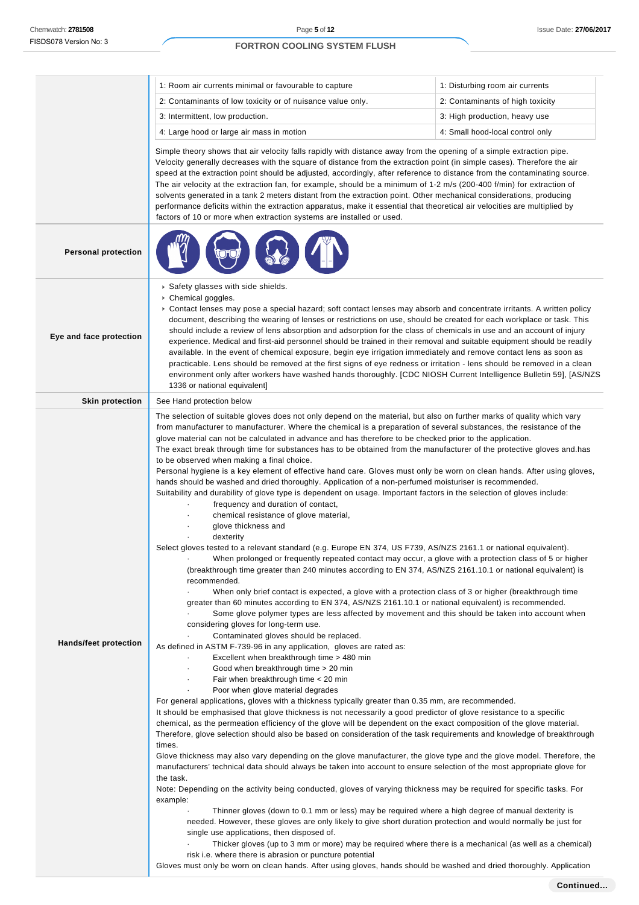| 1: Room air currents minimal or favourable to capture | 1: Disturbing room air currents |
|---|---|
| 2: Contaminants of low toxicity or of nuisance value only. | 2: Contaminants of high toxicity |
| 3: Intermittent, low production. | 3: High production, heavy use |
| 4: Large hood or large air mass in motion | 4: Small hood-local control only |

Simple theory shows that air velocity falls rapidly with distance away from the opening of a simple extraction pipe. Velocity generally decreases with the square of distance from the extraction point (in simple cases). Therefore the air speed at the extraction point should be adjusted, accordingly, after reference to distance from the contaminating source. The air velocity at the extraction fan, for example, should be a minimum of 1-2 m/s (200-400 f/min) for extraction of solvents generated in a tank 2 meters distant from the extraction point. Other mechanical considerations, producing performance deficits within the extraction apparatus, make it essential that theoretical air velocities are multiplied by factors of 10 or more when extraction systems are installed or used.

**Personal protection**

**Eye and face protection**

- Safety glasses with side shields.
- Chemical goggles.
- Contact lenses may pose a special hazard; soft contact lenses may absorb and concentrate irritants. A written policy document, describing the wearing of lenses or restrictions on use, should be created for each workplace or task. This should include a review of lens absorption and adsorption for the class of chemicals in use and an account of injury experience. Medical and first-aid personnel should be trained in their removal and suitable equipment should be readily available. In the event of chemical exposure, begin eye irrigation immediately and remove contact lens as soon as practicable. Lens should be removed at the first signs of eye redness or irritation - lens should be removed in a clean environment only after workers have washed hands thoroughly. [CDC NIOSH Current Intelligence Bulletin 59], [AS/NZS 1336 or national equivalent]

**Skin protection**

See Hand protection below

**Hands/feet protection**

The selection of suitable gloves does not only depend on the material, but also on further marks of quality which vary from manufacturer to manufacturer. Where the chemical is a preparation of several substances, the resistance of the glove material can not be calculated in advance and has therefore to be checked prior to the application.
The exact break through time for substances has to be obtained from the manufacturer of the protective gloves and.has to be observed when making a final choice.
Personal hygiene is a key element of effective hand care. Gloves must only be worn on clean hands. After using gloves, hands should be washed and dried thoroughly. Application of a non-perfumed moisturiser is recommended.
Suitability and durability of glove type is dependent on usage. Important factors in the selection of gloves include:

- frequency and duration of contact,
- chemical resistance of glove material,
- glove thickness and
- dexterity

Select gloves tested to a relevant standard (e.g. Europe EN 374, US F739, AS/NZS 2161.1 or national equivalent).

- When prolonged or frequently repeated contact may occur, a glove with a protection class of 5 or higher (breakthrough time greater than 240 minutes according to EN 374, AS/NZS 2161.10.1 or national equivalent) is recommended.
- When only brief contact is expected, a glove with a protection class of 3 or higher (breakthrough time greater than 60 minutes according to EN 374, AS/NZS 2161.10.1 or national equivalent) is recommended.
- Some glove polymer types are less affected by movement and this should be taken into account when considering gloves for long-term use.
- Contaminated gloves should be replaced.

As defined in ASTM F-739-96 in any application, gloves are rated as:

- Excellent when breakthrough time > 480 min
- Good when breakthrough time > 20 min
- Fair when breakthrough time < 20 min
- Poor when glove material degrades

For general applications, gloves with a thickness typically greater than 0.35 mm, are recommended.
It should be emphasised that glove thickness is not necessarily a good predictor of glove resistance to a specific chemical, as the permeation efficiency of the glove will be dependent on the exact composition of the glove material. Therefore, glove selection should also be based on consideration of the task requirements and knowledge of breakthrough times.
Glove thickness may also vary depending on the glove manufacturer, the glove type and the glove model. Therefore, the manufacturers' technical data should always be taken into account to ensure selection of the most appropriate glove for the task.
Note: Depending on the activity being conducted, gloves of varying thickness may be required for specific tasks. For example:

- Thinner gloves (down to 0.1 mm or less) may be required where a high degree of manual dexterity is needed. However, these gloves are only likely to give short duration protection and would normally be just for single use applications, then disposed of.
- Thicker gloves (up to 3 mm or more) may be required where there is a mechanical (as well as a chemical) risk i.e. where there is abrasion or puncture potential

Gloves must only be worn on clean hands. After using gloves, hands should be washed and dried thoroughly. Application

**Continued...**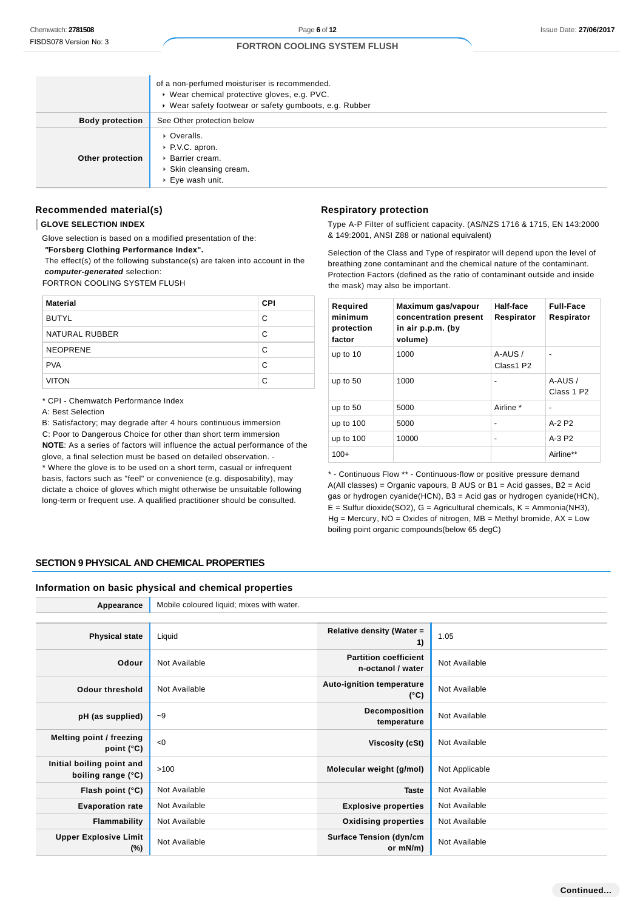| | |
|---|---|
| | of a non-perfumed moisturiser is recommended.<br>‣ Wear chemical protective gloves, e.g. PVC.<br>‣ Wear safety footwear or safety gumboots, e.g. Rubber |
| **Body protection** | See Other protection below |
| **Other protection** | ‣ Overalls.<br>‣ P.V.C. apron.<br>‣ Barrier cream.<br>‣ Skin cleansing cream.<br>‣ Eye wash unit. |

### Recommended material(s)

**GLOVE SELECTION INDEX**

Glove selection is based on a modified presentation of the:

***"Forsberg Clothing Performance Index".***

The effect(s) of the following substance(s) are taken into account in the ***computer-generated*** selection:

FORTRON COOLING SYSTEM FLUSH

| Material | CPI |
|---|---|
| BUTYL | C |
| NATURAL RUBBER | C |
| NEOPRENE | C |
| PVA | C |
| VITON | C |

* CPI - Chemwatch Performance Index

A: Best Selection

B: Satisfactory; may degrade after 4 hours continuous immersion

C: Poor to Dangerous Choice for other than short term immersion

**NOTE**: As a series of factors will influence the actual performance of the glove, a final selection must be based on detailed observation. -

* Where the glove is to be used on a short term, casual or infrequent basis, factors such as "feel" or convenience (e.g. disposability), may dictate a choice of gloves which might otherwise be unsuitable following long-term or frequent use. A qualified practitioner should be consulted.

### Respiratory protection

Type A-P Filter of sufficient capacity. (AS/NZS 1716 & 1715, EN 143:2000 & 149:2001, ANSI Z88 or national equivalent)

Selection of the Class and Type of respirator will depend upon the level of breathing zone contaminant and the chemical nature of the contaminant. Protection Factors (defined as the ratio of contaminant outside and inside the mask) may also be important.

| Required minimum protection factor | Maximum gas/vapour concentration present in air p.p.m. (by volume) | Half-face Respirator | Full-Face Respirator |
|---|---|---|---|
| up to 10 | 1000 | A-AUS / Class1 P2 | - |
| up to 50 | 1000 | - | A-AUS / Class 1 P2 |
| up to 50 | 5000 | Airline * | - |
| up to 100 | 5000 | - | A-2 P2 |
| up to 100 | 10000 | - | A-3 P2 |
| 100+ | | | Airline** |

* - Continuous Flow ** - Continuous-flow or positive pressure demand

A(All classes) = Organic vapours, B AUS or B1 = Acid gasses, B2 = Acid gas or hydrogen cyanide(HCN), B3 = Acid gas or hydrogen cyanide(HCN), E = Sulfur dioxide(SO2), G = Agricultural chemicals, K = Ammonia(NH3), Hg = Mercury, NO = Oxides of nitrogen, MB = Methyl bromide, AX = Low boiling point organic compounds(below 65 degC)

## SECTION 9 PHYSICAL AND CHEMICAL PROPERTIES

### Information on basic physical and chemical properties

| Appearance | Mobile coloured liquid; mixes with water. | | |
|---|---|---|---|
| **Physical state** | Liquid | **Relative density (Water = 1)** | 1.05 |
| **Odour** | Not Available | **Partition coefficient n-octanol / water** | Not Available |
| **Odour threshold** | Not Available | **Auto-ignition temperature (°C)** | Not Available |
| **pH (as supplied)** | ~9 | **Decomposition temperature** | Not Available |
| **Melting point / freezing point (°C)** | <0 | **Viscosity (cSt)** | Not Available |
| **Initial boiling point and boiling range (°C)** | >100 | **Molecular weight (g/mol)** | Not Applicable |
| **Flash point (°C)** | Not Available | **Taste** | Not Available |
| **Evaporation rate** | Not Available | **Explosive properties** | Not Available |
| **Flammability** | Not Available | **Oxidising properties** | Not Available |
| **Upper Explosive Limit (%)** | Not Available | **Surface Tension (dyn/cm or mN/m)** | Not Available |

Continued...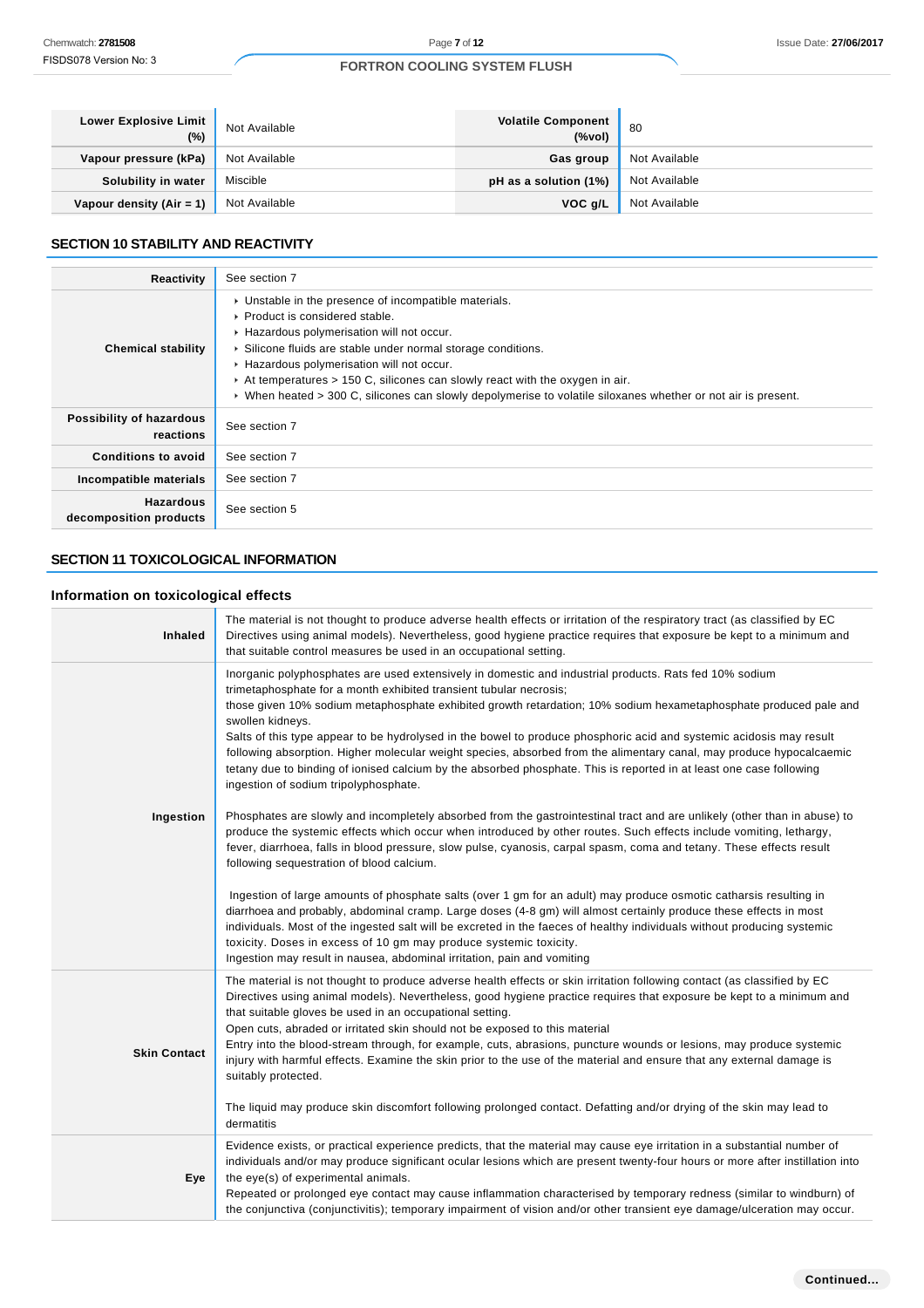| | | | |
|---|---|---|---|
| **Lower Explosive Limit (%)** | Not Available | **Volatile Component (%vol)** | 80 |
| **Vapour pressure (kPa)** | Not Available | **Gas group** | Not Available |
| **Solubility in water** | Miscible | **pH as a solution (1%)** | Not Available |
| **Vapour density (Air = 1)** | Not Available | **VOC g/L** | Not Available |

## SECTION 10 STABILITY AND REACTIVITY

| | |
|---|---|
| **Reactivity** | See section 7 |
| **Chemical stability** | ‣ Unstable in the presence of incompatible materials.<br>‣ Product is considered stable.<br>‣ Hazardous polymerisation will not occur.<br>‣ Silicone fluids are stable under normal storage conditions.<br>‣ Hazardous polymerisation will not occur.<br>‣ At temperatures > 150 C, silicones can slowly react with the oxygen in air.<br>‣ When heated > 300 C, silicones can slowly depolymerise to volatile siloxanes whether or not air is present. |
| **Possibility of hazardous reactions** | See section 7 |
| **Conditions to avoid** | See section 7 |
| **Incompatible materials** | See section 7 |
| **Hazardous decomposition products** | See section 5 |

## SECTION 11 TOXICOLOGICAL INFORMATION

### Information on toxicological effects

| | |
|---|---|
| **Inhaled** | The material is not thought to produce adverse health effects or irritation of the respiratory tract (as classified by EC Directives using animal models). Nevertheless, good hygiene practice requires that exposure be kept to a minimum and that suitable control measures be used in an occupational setting. |
| **Ingestion** | Inorganic polyphosphates are used extensively in domestic and industrial products. Rats fed 10% sodium trimetaphosphate for a month exhibited transient tubular necrosis;<br>those given 10% sodium metaphosphate exhibited growth retardation; 10% sodium hexametaphosphate produced pale and swollen kidneys.<br>Salts of this type appear to be hydrolysed in the bowel to produce phosphoric acid and systemic acidosis may result following absorption. Higher molecular weight species, absorbed from the alimentary canal, may produce hypocalcaemic tetany due to binding of ionised calcium by the absorbed phosphate. This is reported in at least one case following ingestion of sodium tripolyphosphate.<br><br>Phosphates are slowly and incompletely absorbed from the gastrointestinal tract and are unlikely (other than in abuse) to produce the systemic effects which occur when introduced by other routes. Such effects include vomiting, lethargy, fever, diarrhoea, falls in blood pressure, slow pulse, cyanosis, carpal spasm, coma and tetany. These effects result following sequestration of blood calcium.<br><br>Ingestion of large amounts of phosphate salts (over 1 gm for an adult) may produce osmotic catharsis resulting in diarrhoea and probably, abdominal cramp. Large doses (4-8 gm) will almost certainly produce these effects in most individuals. Most of the ingested salt will be excreted in the faeces of healthy individuals without producing systemic toxicity. Doses in excess of 10 gm may produce systemic toxicity.<br>Ingestion may result in nausea, abdominal irritation, pain and vomiting |
| **Skin Contact** | The material is not thought to produce adverse health effects or skin irritation following contact (as classified by EC Directives using animal models). Nevertheless, good hygiene practice requires that exposure be kept to a minimum and that suitable gloves be used in an occupational setting.<br>Open cuts, abraded or irritated skin should not be exposed to this material<br>Entry into the blood-stream through, for example, cuts, abrasions, puncture wounds or lesions, may produce systemic injury with harmful effects. Examine the skin prior to the use of the material and ensure that any external damage is suitably protected.<br><br>The liquid may produce skin discomfort following prolonged contact. Defatting and/or drying of the skin may lead to dermatitis |
| **Eye** | Evidence exists, or practical experience predicts, that the material may cause eye irritation in a substantial number of individuals and/or may produce significant ocular lesions which are present twenty-four hours or more after instillation into the eye(s) of experimental animals.<br>Repeated or prolonged eye contact may cause inflammation characterised by temporary redness (similar to windburn) of the conjunctiva (conjunctivitis); temporary impairment of vision and/or other transient eye damage/ulceration may occur. |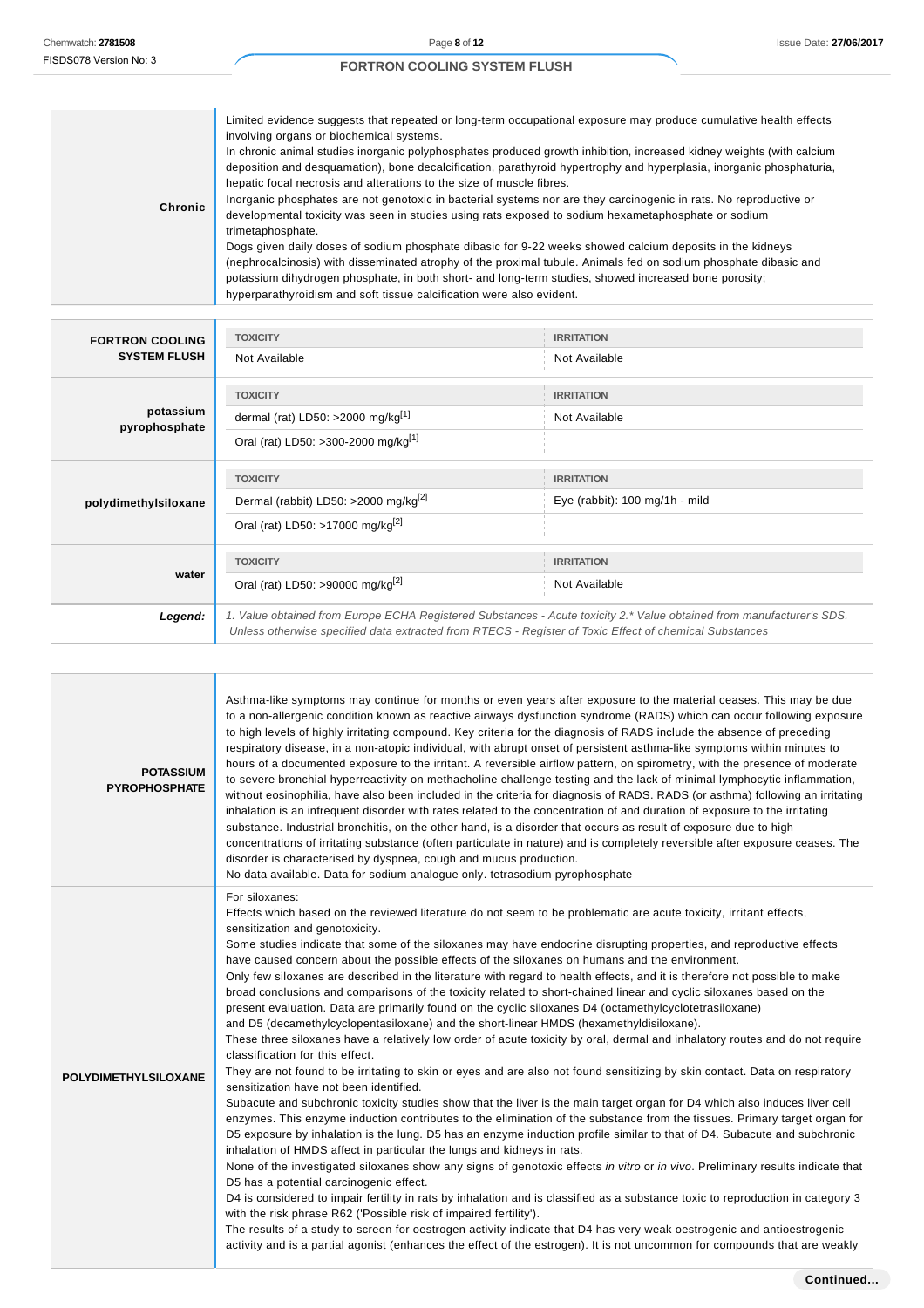| | |
|---|---|
| **Chronic** | Limited evidence suggests that repeated or long-term occupational exposure may produce cumulative health effects involving organs or biochemical systems.<br>In chronic animal studies inorganic polyphosphates produced growth inhibition, increased kidney weights (with calcium deposition and desquamation), bone decalcification, parathyroid hypertrophy and hyperplasia, inorganic phosphaturia, hepatic focal necrosis and alterations to the size of muscle fibres.<br>Inorganic phosphates are not genotoxic in bacterial systems nor are they carcinogenic in rats. No reproductive or developmental toxicity was seen in studies using rats exposed to sodium hexametaphosphate or sodium trimetaphosphate.<br>Dogs given daily doses of sodium phosphate dibasic for 9-22 weeks showed calcium deposits in the kidneys (nephrocalcinosis) with disseminated atrophy of the proximal tubule. Animals fed on sodium phosphate dibasic and potassium dihydrogen phosphate, in both short- and long-term studies, showed increased bone porosity; hyperparathyroidism and soft tissue calcification were also evident. |

| | TOXICITY | IRRITATION |
|---|---|---|
| **FORTRON COOLING SYSTEM FLUSH** | Not Available | Not Available |
| **potassium pyrophosphate** | dermal (rat) LD50: >2000 mg/kg[1] | Not Available |
| | Oral (rat) LD50: >300-2000 mg/kg[1] | |
| **polydimethylsiloxane** | Dermal (rabbit) LD50: >2000 mg/kg[2] | Eye (rabbit): 100 mg/1h - mild |
| | Oral (rat) LD50: >17000 mg/kg[2] | |
| **water** | Oral (rat) LD50: >90000 mg/kg[2] | Not Available |
| ***Legend:*** | *1. Value obtained from Europe ECHA Registered Substances - Acute toxicity 2.\* Value obtained from manufacturer's SDS. Unless otherwise specified data extracted from RTECS - Register of Toxic Effect of chemical Substances* | |

| | |
|---|---|
| **POTASSIUM PYROPHOSPHATE** | Asthma-like symptoms may continue for months or even years after exposure to the material ceases. This may be due to a non-allergenic condition known as reactive airways dysfunction syndrome (RADS) which can occur following exposure to high levels of highly irritating compound. Key criteria for the diagnosis of RADS include the absence of preceding respiratory disease, in a non-atopic individual, with abrupt onset of persistent asthma-like symptoms within minutes to hours of a documented exposure to the irritant. A reversible airflow pattern, on spirometry, with the presence of moderate to severe bronchial hyperreactivity on methacholine challenge testing and the lack of minimal lymphocytic inflammation, without eosinophilia, have also been included in the criteria for diagnosis of RADS. RADS (or asthma) following an irritating inhalation is an infrequent disorder with rates related to the concentration of and duration of exposure to the irritating substance. Industrial bronchitis, on the other hand, is a disorder that occurs as result of exposure due to high concentrations of irritating substance (often particulate in nature) and is completely reversible after exposure ceases. The disorder is characterised by dyspnea, cough and mucus production.<br>No data available. Data for sodium analogue only. tetrasodium pyrophosphate |
| **POLYDIMETHYLSILOXANE** | For siloxanes:<br>Effects which based on the reviewed literature do not seem to be problematic are acute toxicity, irritant effects, sensitization and genotoxicity.<br>Some studies indicate that some of the siloxanes may have endocrine disrupting properties, and reproductive effects have caused concern about the possible effects of the siloxanes on humans and the environment.<br>Only few siloxanes are described in the literature with regard to health effects, and it is therefore not possible to make broad conclusions and comparisons of the toxicity related to short-chained linear and cyclic siloxanes based on the present evaluation. Data are primarily found on the cyclic siloxanes D4 (octamethylcyclotetrasiloxane) and D5 (decamethylcyclopentasiloxane) and the short-linear HMDS (hexamethyldisiloxane).<br>These three siloxanes have a relatively low order of acute toxicity by oral, dermal and inhalatory routes and do not require classification for this effect.<br>They are not found to be irritating to skin or eyes and are also not found sensitizing by skin contact. Data on respiratory sensitization have not been identified.<br>Subacute and subchronic toxicity studies show that the liver is the main target organ for D4 which also induces liver cell enzymes. This enzyme induction contributes to the elimination of the substance from the tissues. Primary target organ for D5 exposure by inhalation is the lung. D5 has an enzyme induction profile similar to that of D4. Subacute and subchronic inhalation of HMDS affect in particular the lungs and kidneys in rats.<br>None of the investigated siloxanes show any signs of genotoxic effects *in vitro* or *in vivo*. Preliminary results indicate that D5 has a potential carcinogenic effect.<br>D4 is considered to impair fertility in rats by inhalation and is classified as a substance toxic to reproduction in category 3 with the risk phrase R62 ('Possible risk of impaired fertility').<br>The results of a study to screen for oestrogen activity indicate that D4 has very weak oestrogenic and antioestrogenic activity and is a partial agonist (enhances the effect of the estrogen). It is not uncommon for compounds that are weakly |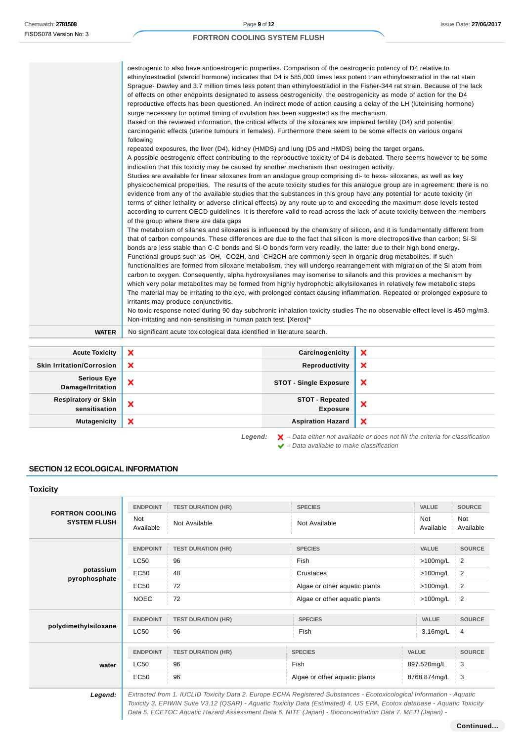| | |
|---|---|
| | oestrogenic to also have antioestrogenic properties. Comparison of the oestrogenic potency of D4 relative to ethinyloestradiol (steroid hormone) indicates that D4 is 585,000 times less potent than ethinyloestradiol in the rat strain Sprague- Dawley and 3.7 million times less potent than ethinyloestradiol in the Fisher-344 rat strain. Because of the lack of effects on other endpoints designated to assess oestrogenicity, the oestrogenicity as mode of action for the D4 reproductive effects has been questioned. An indirect mode of action causing a delay of the LH (luteinising hormone) surge necessary for optimal timing of ovulation has been suggested as the mechanism.<br>Based on the reviewed information, the critical effects of the siloxanes are impaired fertility (D4) and potential carcinogenic effects (uterine tumours in females). Furthermore there seem to be some effects on various organs following<br>repeated exposures, the liver (D4), kidney (HMDS) and lung (D5 and HMDS) being the target organs.<br>A possible oestrogenic effect contributing to the reproductive toxicity of D4 is debated. There seems however to be some indication that this toxicity may be caused by another mechanism than oestrogen activity.<br>Studies are available for linear siloxanes from an analogue group comprising di- to hexa- siloxanes, as well as key physicochemical properties, The results of the acute toxicity studies for this analogue group are in agreement: there is no evidence from any of the available studies that the substances in this group have any potential for acute toxicity (in terms of either lethality or adverse clinical effects) by any route up to and exceeding the maximum dose levels tested according to current OECD guidelines. It is therefore valid to read-across the lack of acute toxicity between the members of the group where there are data gaps<br>The metabolism of silanes and siloxanes is influenced by the chemistry of silicon, and it is fundamentally different from that of carbon compounds. These differences are due to the fact that silicon is more electropositive than carbon; Si-Si bonds are less stable than C-C bonds and Si-O bonds form very readily, the latter due to their high bond energy. Functional groups such as -OH, -CO2H, and -CH2OH are commonly seen in organic drug metabolites. If such functionalities are formed from siloxane metabolism, they will undergo rearrangement with migration of the Si atom from carbon to oxygen. Consequently, alpha hydroxysilanes may isomerise to silanols and this provides a mechanism by which very polar metabolites may be formed from highly hydrophobic alkylsiloxanes in relatively few metabolic steps<br>The material may be irritating to the eye, with prolonged contact causing inflammation. Repeated or prolonged exposure to irritants may produce conjunctivitis.<br>No toxic response noted during 90 day subchronic inhalation toxicity studies The no observable effect level is 450 mg/m3.<br>Non-irritating and non-sensitising in human patch test. [Xerox]* |
| **WATER** | No significant acute toxicological data identified in literature search. |

| | | | |
|---|---|---|---|
| **Acute Toxicity** | ❌ | **Carcinogenicity** | ❌ |
| **Skin Irritation/Corrosion** | ❌ | **Reproductivity** | ❌ |
| **Serious Eye Damage/Irritation** | ❌ | **STOT - Single Exposure** | ❌ |
| **Respiratory or Skin sensitisation** | ❌ | **STOT - Repeated Exposure** | ❌ |
| **Mutagenicity** | ❌ | **Aspiration Hazard** | ❌ |

***Legend:*** ❌ *– Data either not available or does not fill the criteria for classification*
✔ *– Data available to make classification*

## SECTION 12 ECOLOGICAL INFORMATION

### Toxicity

| | ENDPOINT | TEST DURATION (HR) | SPECIES | VALUE | SOURCE |
|---|---|---|---|---|---|
| **FORTRON COOLING SYSTEM FLUSH** | Not Available | Not Available | Not Available | Not Available | Not Available |

| | ENDPOINT | TEST DURATION (HR) | SPECIES | VALUE | SOURCE |
|---|---|---|---|---|---|
| **potassium pyrophosphate** | LC50 | 96 | Fish | >100mg/L | 2 |
| | EC50 | 48 | Crustacea | >100mg/L | 2 |
| | EC50 | 72 | Algae or other aquatic plants | >100mg/L | 2 |
| | NOEC | 72 | Algae or other aquatic plants | >100mg/L | 2 |

| | ENDPOINT | TEST DURATION (HR) | SPECIES | VALUE | SOURCE |
|---|---|---|---|---|---|
| **polydimethylsiloxane** | LC50 | 96 | Fish | 3.16mg/L | 4 |

| | ENDPOINT | TEST DURATION (HR) | SPECIES | VALUE | SOURCE |
|---|---|---|---|---|---|
| **water** | LC50 | 96 | Fish | 897.520mg/L | 3 |
| | EC50 | 96 | Algae or other aquatic plants | 8768.874mg/L | 3 |

***Legend:*** *Extracted from 1. IUCLID Toxicity Data 2. Europe ECHA Registered Substances - Ecotoxicological Information - Aquatic Toxicity 3. EPIWIN Suite V3.12 (QSAR) - Aquatic Toxicity Data (Estimated) 4. US EPA, Ecotox database - Aquatic Toxicity Data 5. ECETOC Aquatic Hazard Assessment Data 6. NITE (Japan) - Bioconcentration Data 7. METI (Japan) -*

**Continued...**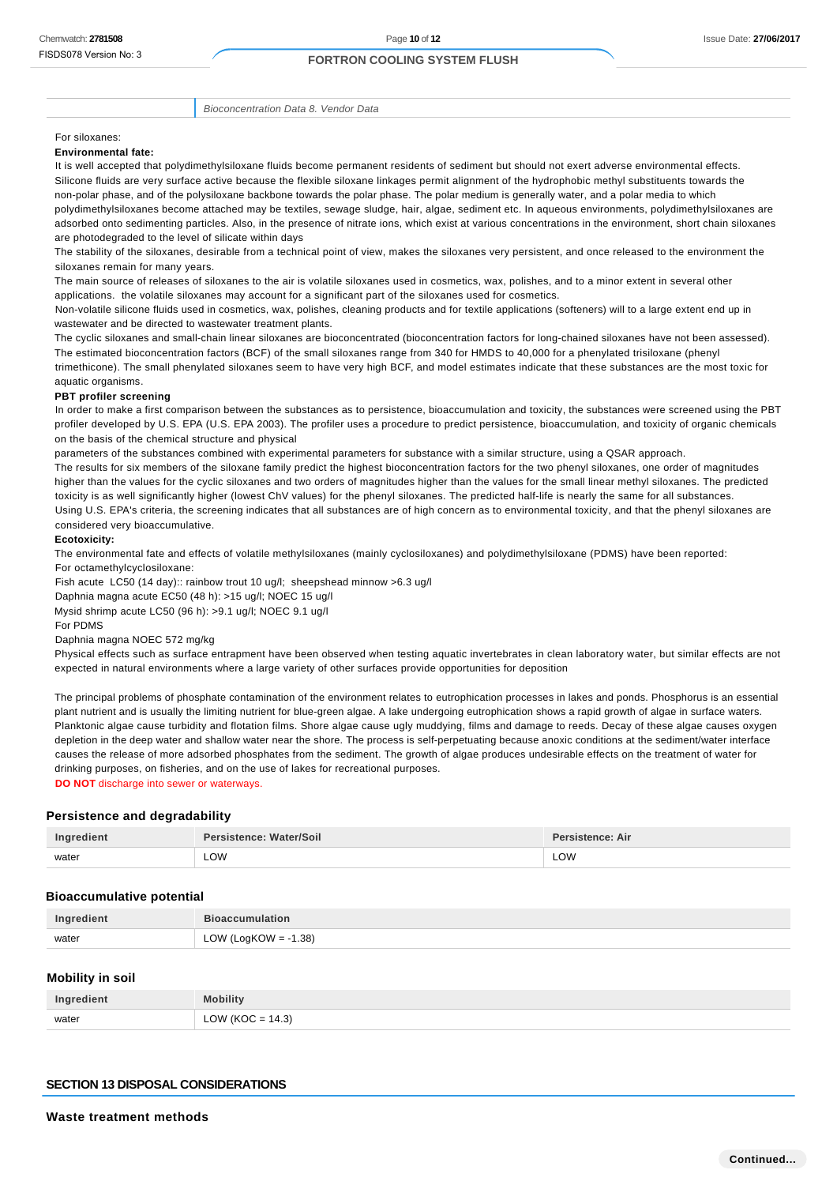| | Bioconcentration Data 8. Vendor Data |
|---|---|

For siloxanes:

**Environmental fate:**

It is well accepted that polydimethylsiloxane fluids become permanent residents of sediment but should not exert adverse environmental effects. Silicone fluids are very surface active because the flexible siloxane linkages permit alignment of the hydrophobic methyl substituents towards the non-polar phase, and of the polysiloxane backbone towards the polar phase. The polar medium is generally water, and a polar media to which polydimethylsiloxanes become attached may be textiles, sewage sludge, hair, algae, sediment etc. In aqueous environments, polydimethylsiloxanes are adsorbed onto sedimenting particles. Also, in the presence of nitrate ions, which exist at various concentrations in the environment, short chain siloxanes are photodegraded to the level of silicate within days

The stability of the siloxanes, desirable from a technical point of view, makes the siloxanes very persistent, and once released to the environment the siloxanes remain for many years.

The main source of releases of siloxanes to the air is volatile siloxanes used in cosmetics, wax, polishes, and to a minor extent in several other applications. the volatile siloxanes may account for a significant part of the siloxanes used for cosmetics.

Non-volatile silicone fluids used in cosmetics, wax, polishes, cleaning products and for textile applications (softeners) will to a large extent end up in wastewater and be directed to wastewater treatment plants.

The cyclic siloxanes and small-chain linear siloxanes are bioconcentrated (bioconcentration factors for long-chained siloxanes have not been assessed). The estimated bioconcentration factors (BCF) of the small siloxanes range from 340 for HMDS to 40,000 for a phenylated trisiloxane (phenyl trimethicone). The small phenylated siloxanes seem to have very high BCF, and model estimates indicate that these substances are the most toxic for aquatic organisms.

**PBT profiler screening**

In order to make a first comparison between the substances as to persistence, bioaccumulation and toxicity, the substances were screened using the PBT profiler developed by U.S. EPA (U.S. EPA 2003). The profiler uses a procedure to predict persistence, bioaccumulation, and toxicity of organic chemicals on the basis of the chemical structure and physical

parameters of the substances combined with experimental parameters for substance with a similar structure, using a QSAR approach.

The results for six members of the siloxane family predict the highest bioconcentration factors for the two phenyl siloxanes, one order of magnitudes higher than the values for the cyclic siloxanes and two orders of magnitudes higher than the values for the small linear methyl siloxanes. The predicted toxicity is as well significantly higher (lowest ChV values) for the phenyl siloxanes. The predicted half-life is nearly the same for all substances.

Using U.S. EPA's criteria, the screening indicates that all substances are of high concern as to environmental toxicity, and that the phenyl siloxanes are considered very bioaccumulative.

**Ecotoxicity:**

The environmental fate and effects of volatile methylsiloxanes (mainly cyclosiloxanes) and polydimethylsiloxane (PDMS) have been reported:

For octamethylcyclosiloxane:

Fish acute LC50 (14 day):: rainbow trout 10 ug/l; sheepshead minnow >6.3 ug/l

Daphnia magna acute EC50 (48 h): >15 ug/l; NOEC 15 ug/l

Mysid shrimp acute LC50 (96 h): >9.1 ug/l; NOEC 9.1 ug/l

For PDMS

Daphnia magna NOEC 572 mg/kg

Physical effects such as surface entrapment have been observed when testing aquatic invertebrates in clean laboratory water, but similar effects are not expected in natural environments where a large variety of other surfaces provide opportunities for deposition

The principal problems of phosphate contamination of the environment relates to eutrophication processes in lakes and ponds. Phosphorus is an essential plant nutrient and is usually the limiting nutrient for blue-green algae. A lake undergoing eutrophication shows a rapid growth of algae in surface waters. Planktonic algae cause turbidity and flotation films. Shore algae cause ugly muddying, films and damage to reeds. Decay of these algae causes oxygen depletion in the deep water and shallow water near the shore. The process is self-perpetuating because anoxic conditions at the sediment/water interface causes the release of more adsorbed phosphates from the sediment. The growth of algae produces undesirable effects on the treatment of water for drinking purposes, on fisheries, and on the use of lakes for recreational purposes.

**DO NOT** discharge into sewer or waterways.

### Persistence and degradability

| Ingredient | Persistence: Water/Soil | Persistence: Air |
|---|---|---|
| water | LOW | LOW |

### Bioaccumulative potential

| Ingredient | Bioaccumulation |
|---|---|
| water | LOW (LogKOW = -1.38) |

### Mobility in soil

| Ingredient | Mobility |
|---|---|
| water | LOW (KOC = 14.3) |

## SECTION 13 DISPOSAL CONSIDERATIONS

### Waste treatment methods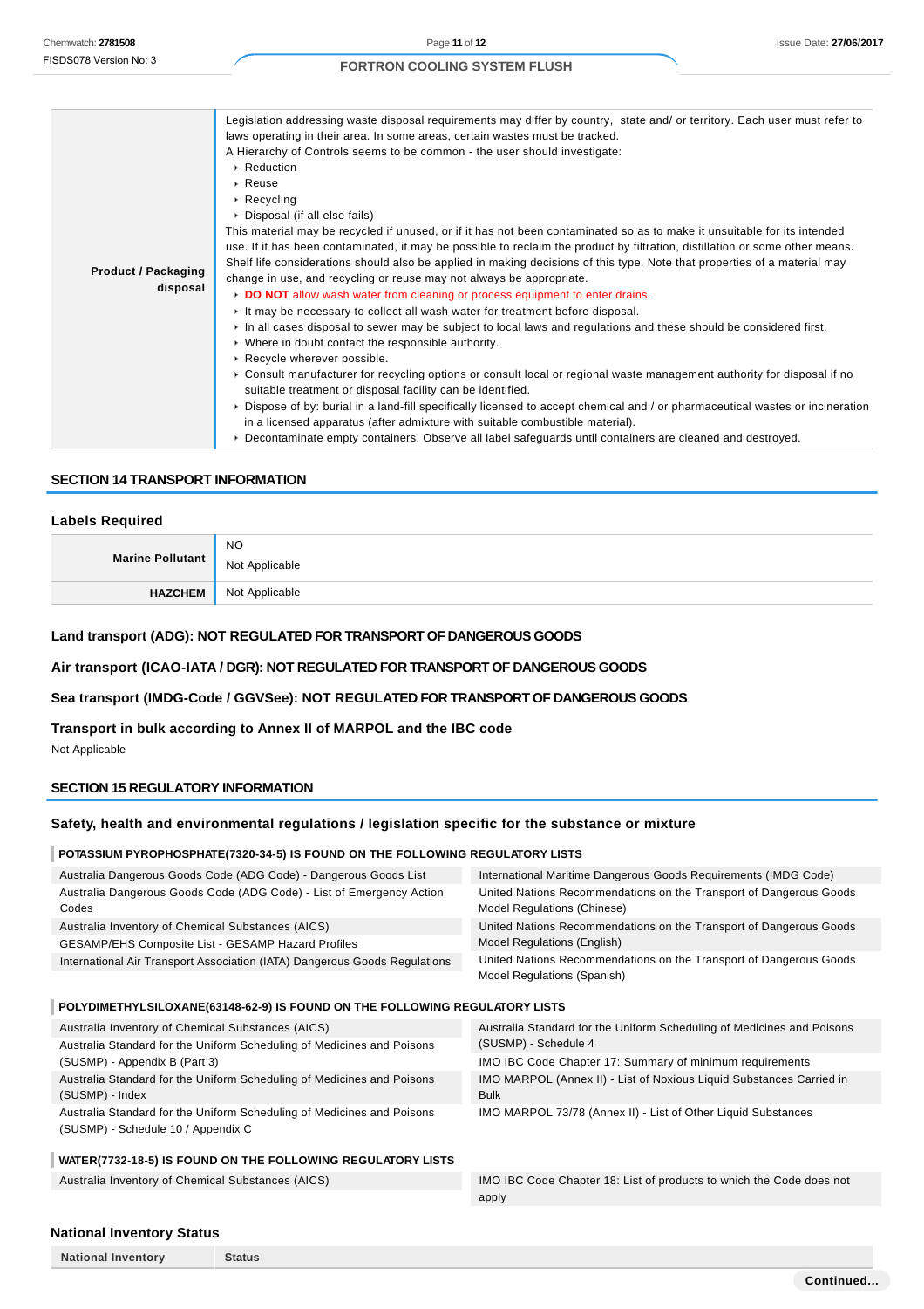| | |
|---|---|
| **Product / Packaging disposal** | Legislation addressing waste disposal requirements may differ by country, state and/ or territory. Each user must refer to laws operating in their area. In some areas, certain wastes must be tracked.<br>A Hierarchy of Controls seems to be common - the user should investigate:<br>▸ Reduction<br>▸ Reuse<br>▸ Recycling<br>▸ Disposal (if all else fails)<br>This material may be recycled if unused, or if it has not been contaminated so as to make it unsuitable for its intended use. If it has been contaminated, it may be possible to reclaim the product by filtration, distillation or some other means. Shelf life considerations should also be applied in making decisions of this type. Note that properties of a material may change in use, and recycling or reuse may not always be appropriate.<br>▸ **DO NOT** allow wash water from cleaning or process equipment to enter drains.<br>▸ It may be necessary to collect all wash water for treatment before disposal.<br>▸ In all cases disposal to sewer may be subject to local laws and regulations and these should be considered first.<br>▸ Where in doubt contact the responsible authority.<br>▸ Recycle wherever possible.<br>▸ Consult manufacturer for recycling options or consult local or regional waste management authority for disposal if no suitable treatment or disposal facility can be identified.<br>▸ Dispose of by: burial in a land-fill specifically licensed to accept chemical and / or pharmaceutical wastes or incineration in a licensed apparatus (after admixture with suitable combustible material).<br>▸ Decontaminate empty containers. Observe all label safeguards until containers are cleaned and destroyed. |

## SECTION 14 TRANSPORT INFORMATION

### Labels Required

| | |
|---|---|
| **Marine Pollutant** | NO<br>Not Applicable |
| **HAZCHEM** | Not Applicable |

### Land transport (ADG): NOT REGULATED FOR TRANSPORT OF DANGEROUS GOODS

### Air transport (ICAO-IATA / DGR): NOT REGULATED FOR TRANSPORT OF DANGEROUS GOODS

### Sea transport (IMDG-Code / GGVSee): NOT REGULATED FOR TRANSPORT OF DANGEROUS GOODS

### Transport in bulk according to Annex II of MARPOL and the IBC code

Not Applicable

## SECTION 15 REGULATORY INFORMATION

### Safety, health and environmental regulations / legislation specific for the substance or mixture

**POTASSIUM PYROPHOSPHATE(7320-34-5) IS FOUND ON THE FOLLOWING REGULATORY LISTS**

| | |
|---|---|
| Australia Dangerous Goods Code (ADG Code) - Dangerous Goods List | International Maritime Dangerous Goods Requirements (IMDG Code) |
| Australia Dangerous Goods Code (ADG Code) - List of Emergency Action Codes | United Nations Recommendations on the Transport of Dangerous Goods Model Regulations (Chinese) |
| Australia Inventory of Chemical Substances (AICS) | United Nations Recommendations on the Transport of Dangerous Goods Model Regulations (English) |
| GESAMP/EHS Composite List - GESAMP Hazard Profiles | United Nations Recommendations on the Transport of Dangerous Goods Model Regulations (Spanish) |
| International Air Transport Association (IATA) Dangerous Goods Regulations | |

**POLYDIMETHYLSILOXANE(63148-62-9) IS FOUND ON THE FOLLOWING REGULATORY LISTS**

| | |
|---|---|
| Australia Inventory of Chemical Substances (AICS) | Australia Standard for the Uniform Scheduling of Medicines and Poisons (SUSMP) - Schedule 4 |
| Australia Standard for the Uniform Scheduling of Medicines and Poisons (SUSMP) - Appendix B (Part 3) | IMO IBC Code Chapter 17: Summary of minimum requirements |
| Australia Standard for the Uniform Scheduling of Medicines and Poisons (SUSMP) - Index | IMO MARPOL (Annex II) - List of Noxious Liquid Substances Carried in Bulk |
| Australia Standard for the Uniform Scheduling of Medicines and Poisons (SUSMP) - Schedule 10 / Appendix C | IMO MARPOL 73/78 (Annex II) - List of Other Liquid Substances |

**WATER(7732-18-5) IS FOUND ON THE FOLLOWING REGULATORY LISTS**

| | |
|---|---|
| Australia Inventory of Chemical Substances (AICS) | IMO IBC Code Chapter 18: List of products to which the Code does not apply |

### National Inventory Status

| National Inventory | Status |
|---|---|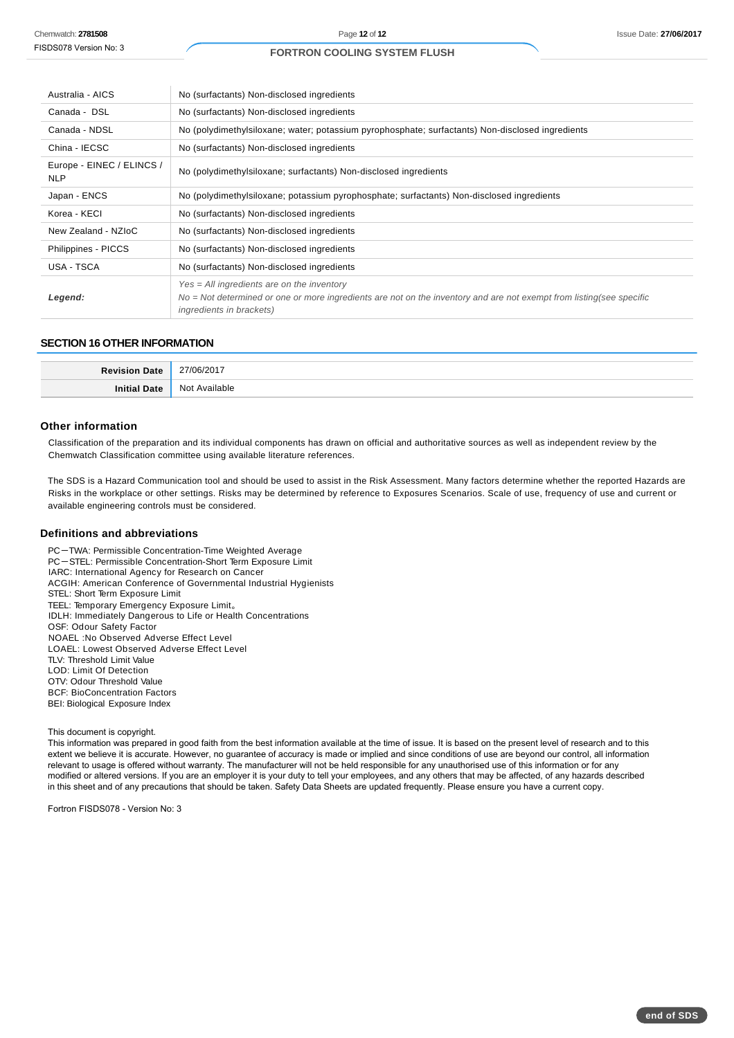| | |
|---|---|
| Australia - AICS | No (surfactants) Non-disclosed ingredients |
| Canada - DSL | No (surfactants) Non-disclosed ingredients |
| Canada - NDSL | No (polydimethylsiloxane; water; potassium pyrophosphate; surfactants) Non-disclosed ingredients |
| China - IECSC | No (surfactants) Non-disclosed ingredients |
| Europe - EINEC / ELINCS / NLP | No (polydimethylsiloxane; surfactants) Non-disclosed ingredients |
| Japan - ENCS | No (polydimethylsiloxane; potassium pyrophosphate; surfactants) Non-disclosed ingredients |
| Korea - KECI | No (surfactants) Non-disclosed ingredients |
| New Zealand - NZIoC | No (surfactants) Non-disclosed ingredients |
| Philippines - PICCS | No (surfactants) Non-disclosed ingredients |
| USA - TSCA | No (surfactants) Non-disclosed ingredients |
| ***Legend:*** | *Yes = All ingredients are on the inventory*<br>*No = Not determined or one or more ingredients are not on the inventory and are not exempt from listing(see specific ingredients in brackets)* |

## SECTION 16 OTHER INFORMATION

| | |
|---|---|
| **Revision Date** | 27/06/2017 |
| **Initial Date** | Not Available |

### Other information

Classification of the preparation and its individual components has drawn on official and authoritative sources as well as independent review by the Chemwatch Classification committee using available literature references.

The SDS is a Hazard Communication tool and should be used to assist in the Risk Assessment. Many factors determine whether the reported Hazards are Risks in the workplace or other settings. Risks may be determined by reference to Exposures Scenarios. Scale of use, frequency of use and current or available engineering controls must be considered.

### Definitions and abbreviations

PC－TWA: Permissible Concentration-Time Weighted Average
PC－STEL: Permissible Concentration-Short Term Exposure Limit
IARC: International Agency for Research on Cancer
ACGIH: American Conference of Governmental Industrial Hygienists
STEL: Short Term Exposure Limit
TEEL: Temporary Emergency Exposure Limit。
IDLH: Immediately Dangerous to Life or Health Concentrations
OSF: Odour Safety Factor
NOAEL :No Observed Adverse Effect Level
LOAEL: Lowest Observed Adverse Effect Level
TLV: Threshold Limit Value
LOD: Limit Of Detection
OTV: Odour Threshold Value
BCF: BioConcentration Factors
BEI: Biological Exposure Index

This document is copyright.
This information was prepared in good faith from the best information available at the time of issue. It is based on the present level of research and to this extent we believe it is accurate. However, no guarantee of accuracy is made or implied and since conditions of use are beyond our control, all information relevant to usage is offered without warranty. The manufacturer will not be held responsible for any unauthorised use of this information or for any modified or altered versions. If you are an employer it is your duty to tell your employees, and any others that may be affected, of any hazards described in this sheet and of any precautions that should be taken. Safety Data Sheets are updated frequently. Please ensure you have a current copy.

Fortron FISDS078 - Version No: 3

end of SDS